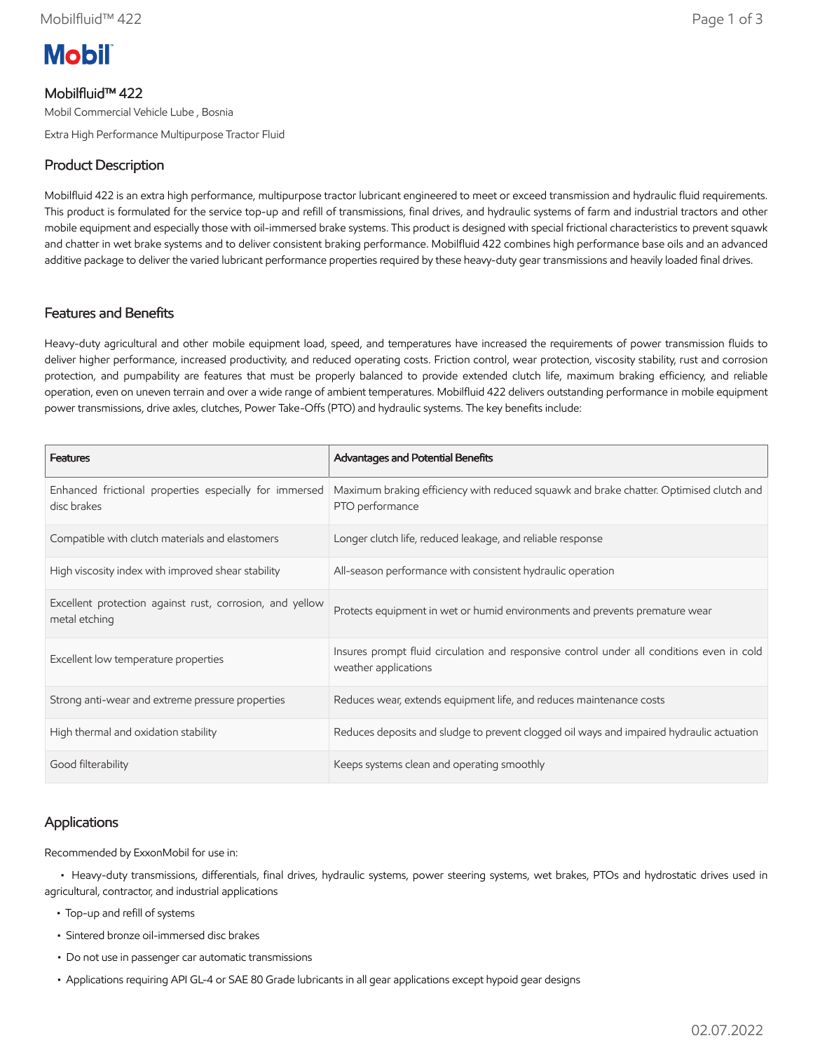# Mobil

## Mobilfluid™ 422

Mobil Commercial Vehicle Lube , Bosnia

Extra High Performance Multipurpose Tractor Fluid

## Product Description

Mobilfluid 422 is an extra high performance, multipurpose tractor lubricant engineered to meet or exceed transmission and hydraulic fluid requirements. This product is formulated for the service top-up and refill of transmissions, final drives, and hydraulic systems of farm and industrial tractors and other mobile equipment and especially those with oil-immersed brake systems. This product is designed with special frictional characteristics to prevent squawk and chatter in wet brake systems and to deliver consistent braking performance. Mobilfluid 422 combines high performance base oils and an advanced additive package to deliver the varied lubricant performance properties required by these heavy-duty gear transmissions and heavily loaded final drives.

## Features and Benefits

Heavy-duty agricultural and other mobile equipment load, speed, and temperatures have increased the requirements of power transmission fluids to deliver higher performance, increased productivity, and reduced operating costs. Friction control, wear protection, viscosity stability, rust and corrosion protection, and pumpability are features that must be properly balanced to provide extended clutch life, maximum braking efficiency, and reliable operation, even on uneven terrain and over a wide range of ambient temperatures. Mobilfluid 422 delivers outstanding performance in mobile equipment power transmissions, drive axles, clutches, Power Take-Offs (PTO) and hydraulic systems. The key benefits include:

| Features | Advantages and Potential Benefits |
|---|---|
| Enhanced frictional properties especially for immersed disc brakes | Maximum braking efficiency with reduced squawk and brake chatter. Optimised clutch and PTO performance |
| Compatible with clutch materials and elastomers | Longer clutch life, reduced leakage, and reliable response |
| High viscosity index with improved shear stability | All-season performance with consistent hydraulic operation |
| Excellent protection against rust, corrosion, and yellow metal etching | Protects equipment in wet or humid environments and prevents premature wear |
| Excellent low temperature properties | Insures prompt fluid circulation and responsive control under all conditions even in cold weather applications |
| Strong anti-wear and extreme pressure properties | Reduces wear, extends equipment life, and reduces maintenance costs |
| High thermal and oxidation stability | Reduces deposits and sludge to prevent clogged oil ways and impaired hydraulic actuation |
| Good filterability | Keeps systems clean and operating smoothly |

## Applications

Recommended by ExxonMobil for use in:

- Heavy-duty transmissions, differentials, final drives, hydraulic systems, power steering systems, wet brakes, PTOs and hydrostatic drives used in agricultural, contractor, and industrial applications
- Top-up and refill of systems
- Sintered bronze oil-immersed disc brakes
- Do not use in passenger car automatic transmissions
- Applications requiring API GL-4 or SAE 80 Grade lubricants in all gear applications except hypoid gear designs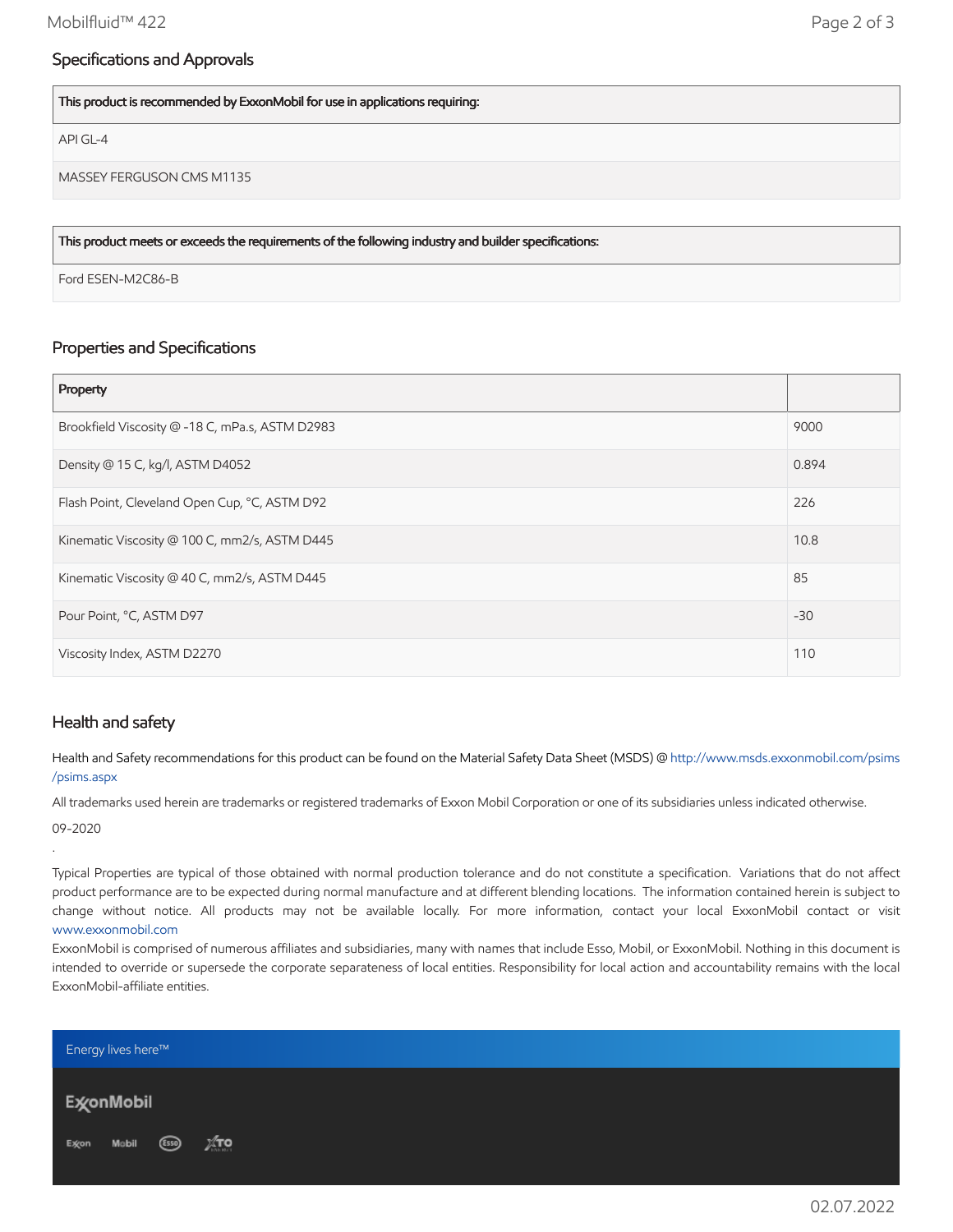## Specifications and Approvals

| This product is recommended by ExxonMobil for use in applications requiring: |
|---|
| API GL-4 |
| MASSEY FERGUSON CMS M1135 |

| This product meets or exceeds the requirements of the following industry and builder specifications: |
|---|
| Ford ESEN-M2C86-B |

## Properties and Specifications

| Property | |
|---|---|
| Brookfield Viscosity @ -18 C, mPa.s, ASTM D2983 | 9000 |
| Density @ 15 C, kg/l, ASTM D4052 | 0.894 |
| Flash Point, Cleveland Open Cup, °C, ASTM D92 | 226 |
| Kinematic Viscosity @ 100 C, mm2/s, ASTM D445 | 10.8 |
| Kinematic Viscosity @ 40 C, mm2/s, ASTM D445 | 85 |
| Pour Point, °C, ASTM D97 | -30 |
| Viscosity Index, ASTM D2270 | 110 |

## Health and safety

Health and Safety recommendations for this product can be found on the Material Safety Data Sheet (MSDS) @ http://www.msds.exxonmobil.com/psims/psims.aspx

All trademarks used herein are trademarks or registered trademarks of Exxon Mobil Corporation or one of its subsidiaries unless indicated otherwise.

09-2020

.

Typical Properties are typical of those obtained with normal production tolerance and do not constitute a specification. Variations that do not affect product performance are to be expected during normal manufacture and at different blending locations. The information contained herein is subject to change without notice. All products may not be available locally. For more information, contact your local ExxonMobil contact or visit www.exxonmobil.com

ExxonMobil is comprised of numerous affiliates and subsidiaries, many with names that include Esso, Mobil, or ExxonMobil. Nothing in this document is intended to override or supersede the corporate separateness of local entities. Responsibility for local action and accountability remains with the local ExxonMobil-affiliate entities.

Energy lives here™

ExxonMobil

Exxon Mobil Esso XTO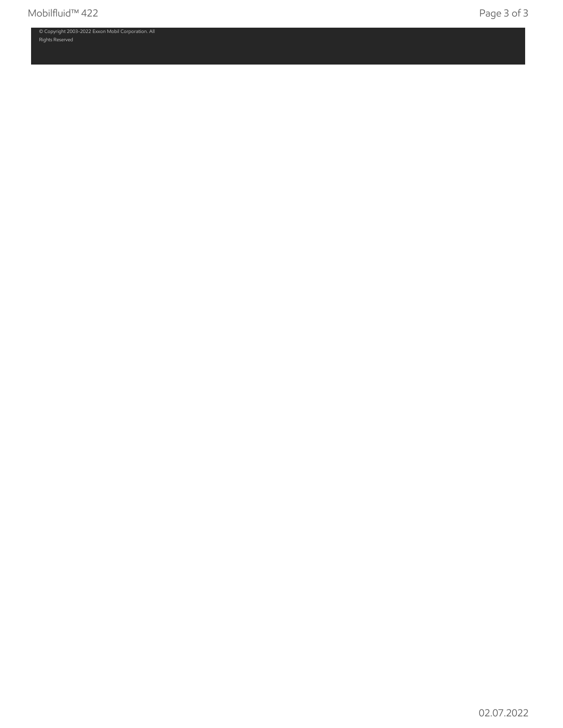© Copyright 2003-2022 Exxon Mobil Corporation. All Rights Reserved